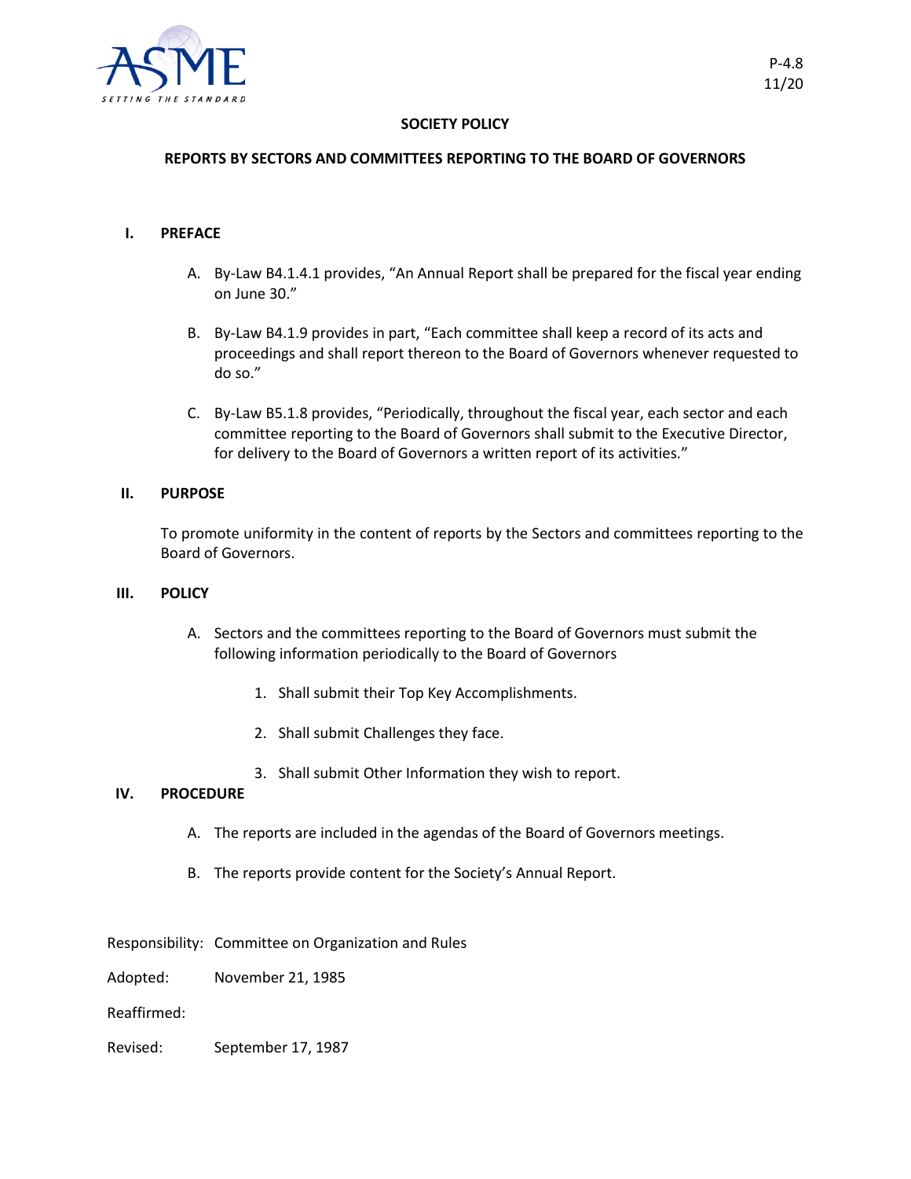P-4.8
11/20

# SOCIETY POLICY

## REPORTS BY SECTORS AND COMMITTEES REPORTING TO THE BOARD OF GOVERNORS

### I. PREFACE

A. By-Law B4.1.4.1 provides, "An Annual Report shall be prepared for the fiscal year ending on June 30."

B. By-Law B4.1.9 provides in part, "Each committee shall keep a record of its acts and proceedings and shall report thereon to the Board of Governors whenever requested to do so."

C. By-Law B5.1.8 provides, "Periodically, throughout the fiscal year, each sector and each committee reporting to the Board of Governors shall submit to the Executive Director, for delivery to the Board of Governors a written report of its activities."

### II. PURPOSE

To promote uniformity in the content of reports by the Sectors and committees reporting to the Board of Governors.

### III. POLICY

A. Sectors and the committees reporting to the Board of Governors must submit the following information periodically to the Board of Governors

1. Shall submit their Top Key Accomplishments.
2. Shall submit Challenges they face.
3. Shall submit Other Information they wish to report.

### IV. PROCEDURE

A. The reports are included in the agendas of the Board of Governors meetings.

B. The reports provide content for the Society's Annual Report.

Responsibility: Committee on Organization and Rules

Adopted: November 21, 1985

Reaffirmed:

Revised: September 17, 1987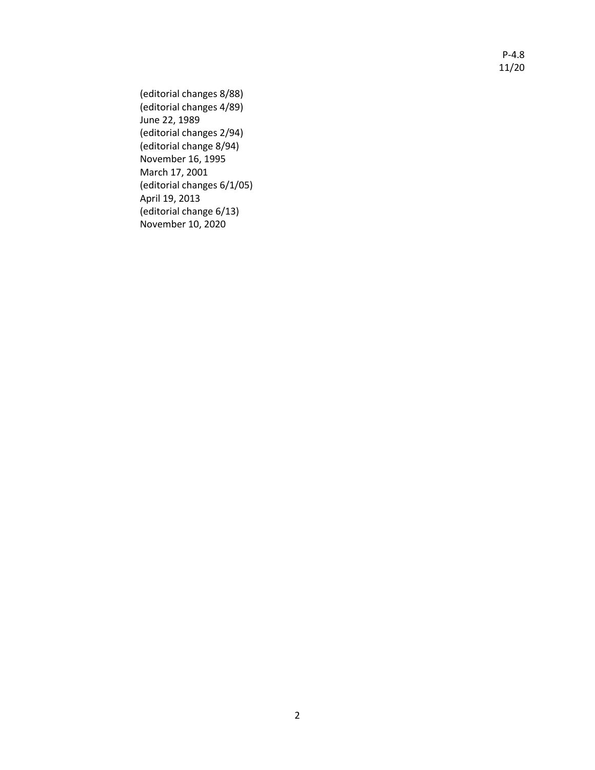(editorial changes 8/88)
(editorial changes 4/89)
June 22, 1989
(editorial changes 2/94)
(editorial change 8/94)
November 16, 1995
March 17, 2001
(editorial changes 6/1/05)
April 19, 2013
(editorial change 6/13)
November 10, 2020